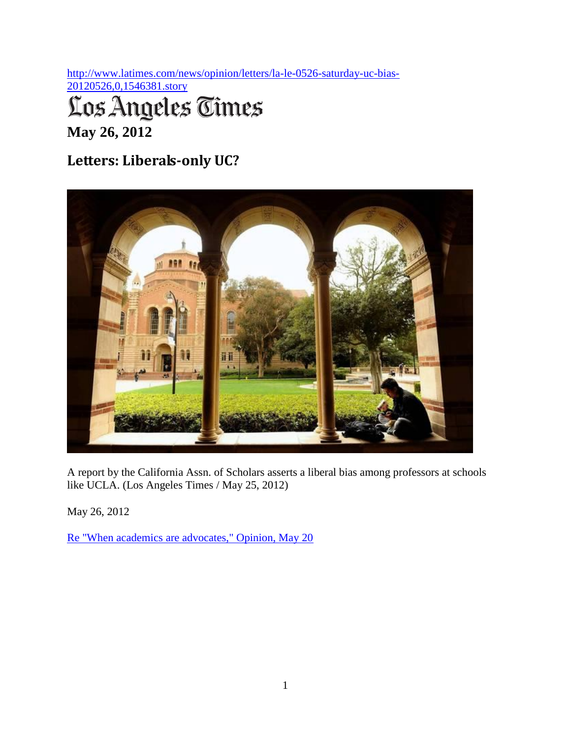http://www.latimes.com/news/opinion/letters/la-le-0526-saturday-uc-bias-20120526,0,1546381.story

# Los Angeles Times

**May 26, 2012**

## Letters: Liberals-only UC?

A report by the California Assn. of Scholars asserts a liberal bias among professors at schools like UCLA. (Los Angeles Times / May 25, 2012)

May 26, 2012

Re "When academics are advocates," Opinion, May 20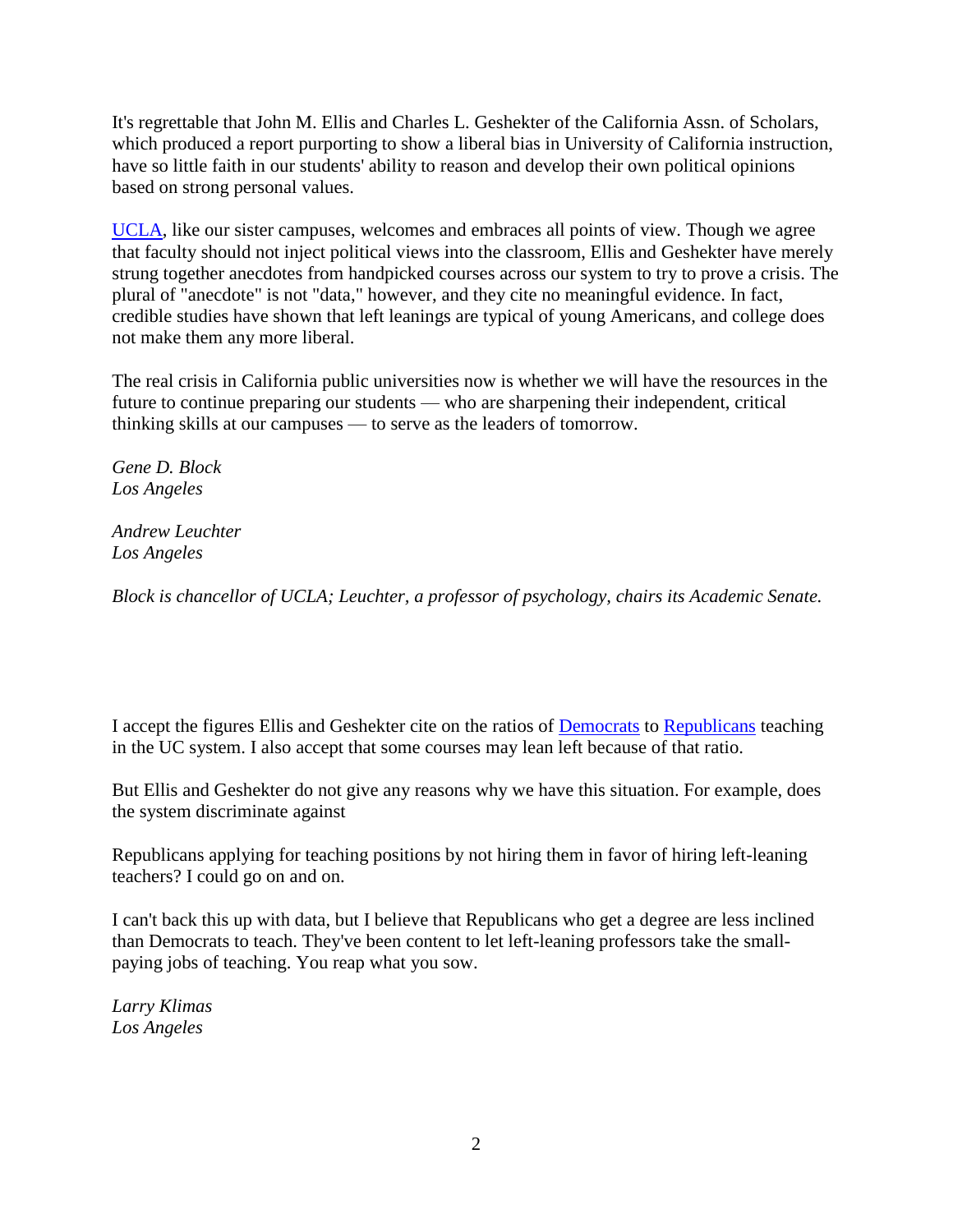It's regrettable that John M. Ellis and Charles L. Geshekter of the California Assn. of Scholars, which produced a report purporting to show a liberal bias in University of California instruction, have so little faith in our students' ability to reason and develop their own political opinions based on strong personal values.

UCLA, like our sister campuses, welcomes and embraces all points of view. Though we agree that faculty should not inject political views into the classroom, Ellis and Geshekter have merely strung together anecdotes from handpicked courses across our system to try to prove a crisis. The plural of "anecdote" is not "data," however, and they cite no meaningful evidence. In fact, credible studies have shown that left leanings are typical of young Americans, and college does not make them any more liberal.

The real crisis in California public universities now is whether we will have the resources in the future to continue preparing our students — who are sharpening their independent, critical thinking skills at our campuses — to serve as the leaders of tomorrow.

*Gene D. Block*
*Los Angeles*

*Andrew Leuchter*
*Los Angeles*

*Block is chancellor of UCLA; Leuchter, a professor of psychology, chairs its Academic Senate.*

I accept the figures Ellis and Geshekter cite on the ratios of Democrats to Republicans teaching in the UC system. I also accept that some courses may lean left because of that ratio.

But Ellis and Geshekter do not give any reasons why we have this situation. For example, does the system discriminate against

Republicans applying for teaching positions by not hiring them in favor of hiring left-leaning teachers? I could go on and on.

I can't back this up with data, but I believe that Republicans who get a degree are less inclined than Democrats to teach. They've been content to let left-leaning professors take the small-paying jobs of teaching. You reap what you sow.

*Larry Klimas*
*Los Angeles*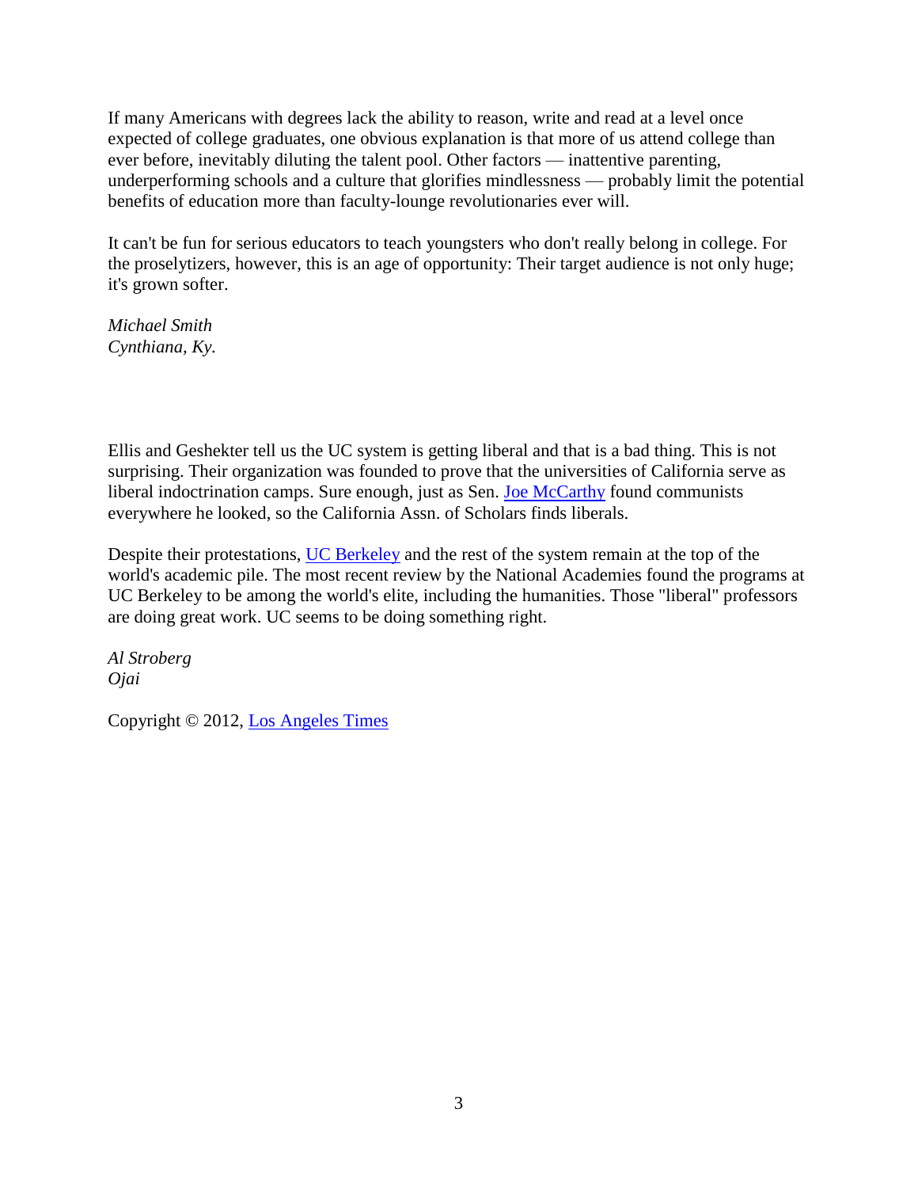If many Americans with degrees lack the ability to reason, write and read at a level once expected of college graduates, one obvious explanation is that more of us attend college than ever before, inevitably diluting the talent pool. Other factors — inattentive parenting, underperforming schools and a culture that glorifies mindlessness — probably limit the potential benefits of education more than faculty-lounge revolutionaries ever will.

It can't be fun for serious educators to teach youngsters who don't really belong in college. For the proselytizers, however, this is an age of opportunity: Their target audience is not only huge; it's grown softer.

*Michael Smith*
*Cynthiana, Ky.*

Ellis and Geshekter tell us the UC system is getting liberal and that is a bad thing. This is not surprising. Their organization was founded to prove that the universities of California serve as liberal indoctrination camps. Sure enough, just as Sen. Joe McCarthy found communists everywhere he looked, so the California Assn. of Scholars finds liberals.

Despite their protestations, UC Berkeley and the rest of the system remain at the top of the world's academic pile. The most recent review by the National Academies found the programs at UC Berkeley to be among the world's elite, including the humanities. Those "liberal" professors are doing great work. UC seems to be doing something right.

*Al Stroberg*
*Ojai*

Copyright © 2012, Los Angeles Times